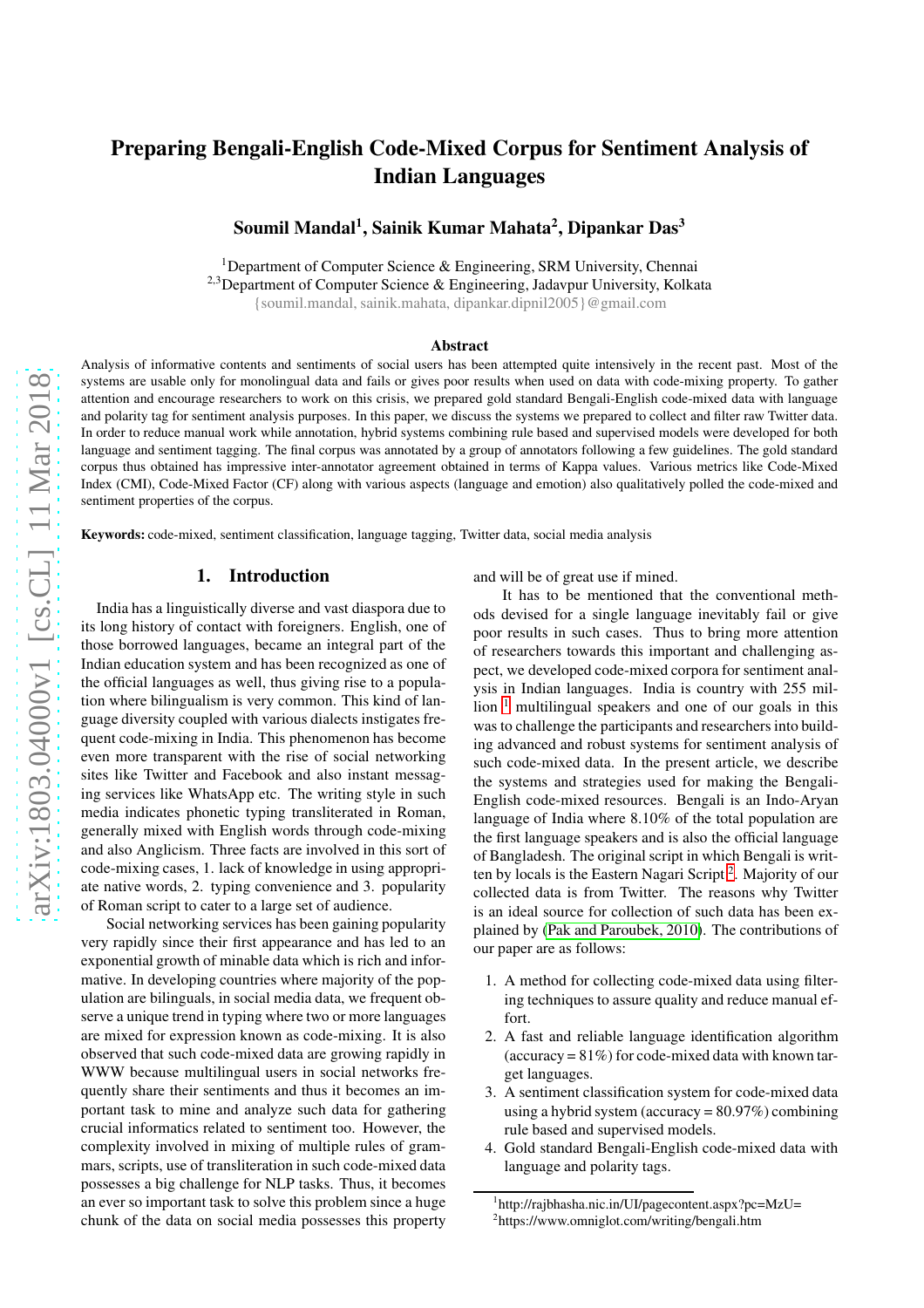# Preparing Bengali-English Code-Mixed Corpus for Sentiment Analysis of Indian Languages

**Soumil Mandal[1], Sainik Kumar Mahata[2], Dipankar Das[3]**

[1]Department of Computer Science & Engineering, SRM University, Chennai
[2,3]Department of Computer Science & Engineering, Jadavpur University, Kolkata
{soumil.mandal, sainik.mahata, dipankar.dipnil2005}@gmail.com

## Abstract

Analysis of informative contents and sentiments of social users has been attempted quite intensively in the recent past. Most of the systems are usable only for monolingual data and fails or gives poor results when used on data with code-mixing property. To gather attention and encourage researchers to work on this crisis, we prepared gold standard Bengali-English code-mixed data with language and polarity tag for sentiment analysis purposes. In this paper, we discuss the systems we prepared to collect and filter raw Twitter data. In order to reduce manual work while annotation, hybrid systems combining rule based and supervised models were developed for both language and sentiment tagging. The final corpus was annotated by a group of annotators following a few guidelines. The gold standard corpus thus obtained has impressive inter-annotator agreement obtained in terms of Kappa values. Various metrics like Code-Mixed Index (CMI), Code-Mixed Factor (CF) along with various aspects (language and emotion) also qualitatively polled the code-mixed and sentiment properties of the corpus.

**Keywords:** code-mixed, sentiment classification, language tagging, Twitter data, social media analysis

## 1. Introduction

India has a linguistically diverse and vast diaspora due to its long history of contact with foreigners. English, one of those borrowed languages, became an integral part of the Indian education system and has been recognized as one of the official languages as well, thus giving rise to a population where bilingualism is very common. This kind of language diversity coupled with various dialects instigates frequent code-mixing in India. This phenomenon has become even more transparent with the rise of social networking sites like Twitter and Facebook and also instant messaging services like WhatsApp etc. The writing style in such media indicates phonetic typing transliterated in Roman, generally mixed with English words through code-mixing and also Anglicism. Three facts are involved in this sort of code-mixing cases, 1. lack of knowledge in using appropriate native words, 2. typing convenience and 3. popularity of Roman script to cater to a large set of audience.

Social networking services has been gaining popularity very rapidly since their first appearance and has led to an exponential growth of minable data which is rich and informative. In developing countries where majority of the population are bilinguals, in social media data, we frequent observe a unique trend in typing where two or more languages are mixed for expression known as code-mixing. It is also observed that such code-mixed data are growing rapidly in WWW because multilingual users in social networks frequently share their sentiments and thus it becomes an important task to mine and analyze such data for gathering crucial informatics related to sentiment too. However, the complexity involved in mixing of multiple rules of grammars, scripts, use of transliteration in such code-mixed data possesses a big challenge for NLP tasks. Thus, it becomes an ever so important task to solve this problem since a huge chunk of the data on social media possesses this property and will be of great use if mined.

It has to be mentioned that the conventional methods devised for a single language inevitably fail or give poor results in such cases. Thus to bring more attention of researchers towards this important and challenging aspect, we developed code-mixed corpora for sentiment analysis in Indian languages. India is country with 255 million [1] multilingual speakers and one of our goals in this was to challenge the participants and researchers into building advanced and robust systems for sentiment analysis of such code-mixed data. In the present article, we describe the systems and strategies used for making the Bengali-English code-mixed resources. Bengali is an Indo-Aryan language of India where 8.10% of the total population are the first language speakers and is also the official language of Bangladesh. The original script in which Bengali is written by locals is the Eastern Nagari Script [2]. Majority of our collected data is from Twitter. The reasons why Twitter is an ideal source for collection of such data has been explained by (Pak and Paroubek, 2010). The contributions of our paper are as follows:

1. A method for collecting code-mixed data using filtering techniques to assure quality and reduce manual effort.
2. A fast and reliable language identification algorithm (accuracy = 81%) for code-mixed data with known target languages.
3. A sentiment classification system for code-mixed data using a hybrid system (accuracy = 80.97%) combining rule based and supervised models.
4. Gold standard Bengali-English code-mixed data with language and polarity tags.

[1]http://rajbhasha.nic.in/UI/pagecontent.aspx?pc=MzU=
[2]https://www.omniglot.com/writing/bengali.htm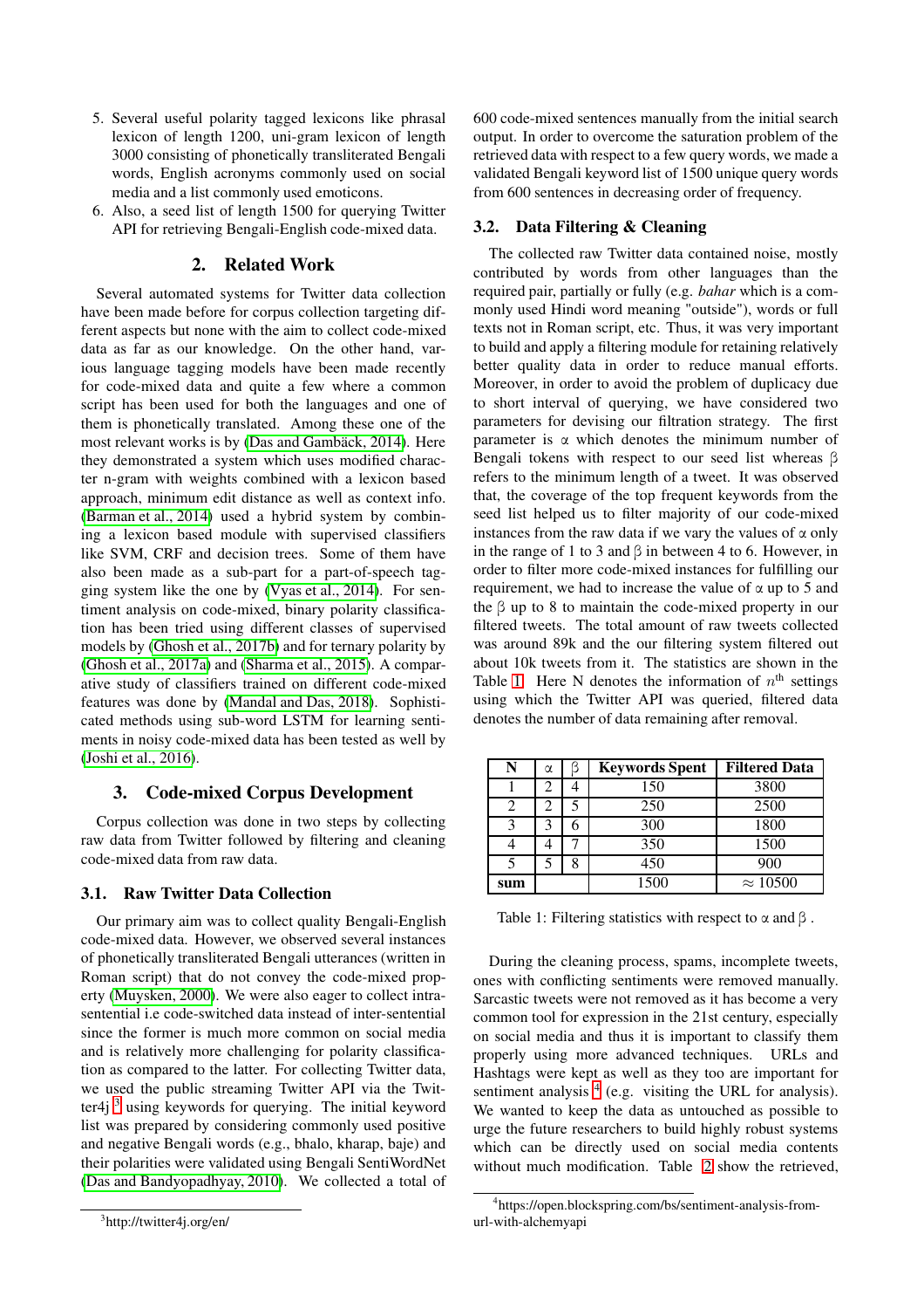5. Several useful polarity tagged lexicons like phrasal lexicon of length 1200, uni-gram lexicon of length 3000 consisting of phonetically transliterated Bengali words, English acronyms commonly used on social media and a list commonly used emoticons.
6. Also, a seed list of length 1500 for querying Twitter API for retrieving Bengali-English code-mixed data.

## 2. Related Work

Several automated systems for Twitter data collection have been made before for corpus collection targeting different aspects but none with the aim to collect code-mixed data as far as our knowledge. On the other hand, various language tagging models have been made recently for code-mixed data and quite a few where a common script has been used for both the languages and one of them is phonetically translated. Among these one of the most relevant works is by (Das and Gambäck, 2014). Here they demonstrated a system which uses modified character n-gram with weights combined with a lexicon based approach, minimum edit distance as well as context info. (Barman et al., 2014) used a hybrid system by combining a lexicon based module with supervised classifiers like SVM, CRF and decision trees. Some of them have also been made as a sub-part for a part-of-speech tagging system like the one by (Vyas et al., 2014). For sentiment analysis on code-mixed, binary polarity classification has been tried using different classes of supervised models by (Ghosh et al., 2017b) and for ternary polarity by (Ghosh et al., 2017a) and (Sharma et al., 2015). A comparative study of classifiers trained on different code-mixed features was done by (Mandal and Das, 2018). Sophisticated methods using sub-word LSTM for learning sentiments in noisy code-mixed data has been tested as well by (Joshi et al., 2016).

## 3. Code-mixed Corpus Development

Corpus collection was done in two steps by collecting raw data from Twitter followed by filtering and cleaning code-mixed data from raw data.

### 3.1. Raw Twitter Data Collection

Our primary aim was to collect quality Bengali-English code-mixed data. However, we observed several instances of phonetically transliterated Bengali utterances (written in Roman script) that do not convey the code-mixed property (Muysken, 2000). We were also eager to collect intra-sentential i.e code-switched data instead of inter-sentential since the former is much more common on social media and is relatively more challenging for polarity classification as compared to the latter. For collecting Twitter data, we used the public streaming Twitter API via the Twitter4j [3] using keywords for querying. The initial keyword list was prepared by considering commonly used positive and negative Bengali words (e.g., bhalo, kharap, baje) and their polarities were validated using Bengali SentiWordNet (Das and Bandyopadhyay, 2010). We collected a total of 600 code-mixed sentences manually from the initial search output. In order to overcome the saturation problem of the retrieved data with respect to a few query words, we made a validated Bengali keyword list of 1500 unique query words from 600 sentences in decreasing order of frequency.

[3] http://twitter4j.org/en/

### 3.2. Data Filtering & Cleaning

The collected raw Twitter data contained noise, mostly contributed by words from other languages than the required pair, partially or fully (e.g. *bahar* which is a commonly used Hindi word meaning "outside"), words or full texts not in Roman script, etc. Thus, it was very important to build and apply a filtering module for retaining relatively better quality data in order to reduce manual efforts. Moreover, in order to avoid the problem of duplicacy due to short interval of querying, we have considered two parameters for devising our filtration strategy. The first parameter is $\alpha$ which denotes the minimum number of Bengali tokens with respect to our seed list whereas $\beta$ refers to the minimum length of a tweet. It was observed that, the coverage of the top frequent keywords from the seed list helped us to filter majority of our code-mixed instances from the raw data if we vary the values of $\alpha$ only in the range of 1 to 3 and $\beta$ in between 4 to 6. However, in order to filter more code-mixed instances for fulfilling our requirement, we had to increase the value of $\alpha$ up to 5 and the $\beta$ up to 8 to maintain the code-mixed property in our filtered tweets. The total amount of raw tweets collected was around 89k and the our filtering system filtered out about 10k tweets from it. The statistics are shown in the Table 1. Here N denotes the information of $n^{th}$ settings using which the Twitter API was queried, filtered data denotes the number of data remaining after removal.

| N | $\alpha$ | $\beta$ | Keywords Spent | Filtered Data |
|---|---|---|---|---|
| 1 | 2 | 4 | 150 | 3800 |
| 2 | 2 | 5 | 250 | 2500 |
| 3 | 3 | 6 | 300 | 1800 |
| 4 | 4 | 7 | 350 | 1500 |
| 5 | 5 | 8 | 450 | 900 |
| **sum** | | | 1500 | $\approx$ 10500 |

Table 1: Filtering statistics with respect to $\alpha$ and $\beta$.

During the cleaning process, spams, incomplete tweets, ones with conflicting sentiments were removed manually. Sarcastic tweets were not removed as it has become a very common tool for expression in the 21st century, especially on social media and thus it is important to classify them properly using more advanced techniques. URLs and Hashtags were kept as well as they too are important for sentiment analysis [4] (e.g. visiting the URL for analysis). We wanted to keep the data as untouched as possible to urge the future researchers to build highly robust systems which can be directly used on social media contents without much modification. Table 2 show the retrieved,

[4] https://open.blockspring.com/bs/sentiment-analysis-from-url-with-alchemyapi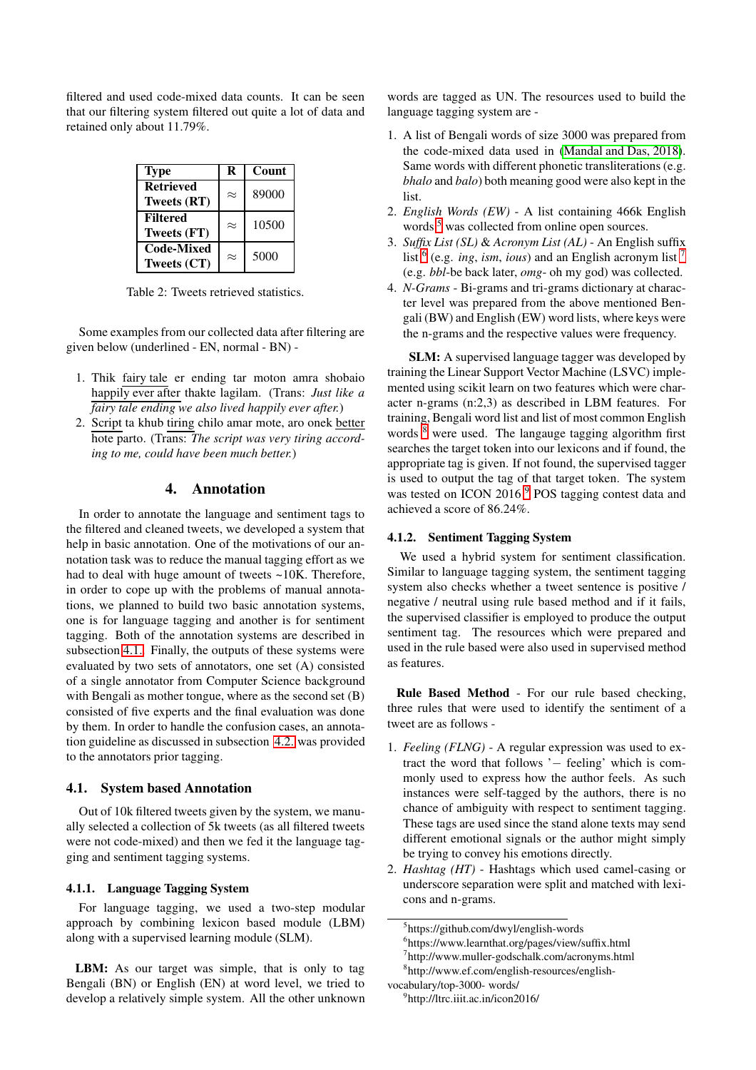filtered and used code-mixed data counts. It can be seen that our filtering system filtered out quite a lot of data and retained only about 11.79%.

| Type | R | Count |
|---|---|---|
| **Retrieved Tweets (RT)** | ≈ | 89000 |
| **Filtered Tweets (FT)** | ≈ | 10500 |
| **Code-Mixed Tweets (CT)** | ≈ | 5000 |

Table 2: Tweets retrieved statistics.

Some examples from our collected data after filtering are given below (underlined - EN, normal - BN) -

1. Thik <u>fairy tale</u> er ending tar moton amra shobaio <u>happily ever after</u> thakte lagilam. (Trans: *Just like a fairy tale ending we also lived happily ever after.*)
2. <u>Script</u> ta khub <u>tiring</u> chilo amar mote, aro onek <u>better</u> hote parto. (Trans: *The script was very tiring according to me, could have been much better.*)

## 4. Annotation

In order to annotate the language and sentiment tags to the filtered and cleaned tweets, we developed a system that help in basic annotation. One of the motivations of our annotation task was to reduce the manual tagging effort as we had to deal with huge amount of tweets ~10K. Therefore, in order to cope up with the problems of manual annotations, we planned to build two basic annotation systems, one is for language tagging and another is for sentiment tagging. Both of the annotation systems are described in subsection 4.1. Finally, the outputs of these systems were evaluated by two sets of annotators, one set (A) consisted of a single annotator from Computer Science background with Bengali as mother tongue, where as the second set (B) consisted of five experts and the final evaluation was done by them. In order to handle the confusion cases, an annotation guideline as discussed in subsection 4.2. was provided to the annotators prior tagging.

### 4.1. System based Annotation

Out of 10k filtered tweets given by the system, we manually selected a collection of 5k tweets (as all filtered tweets were not code-mixed) and then we fed it the language tagging and sentiment tagging systems.

#### 4.1.1. Language Tagging System

For language tagging, we used a two-step modular approach by combining lexicon based module (LBM) along with a supervised learning module (SLM).

**LBM:** As our target was simple, that is only to tag Bengali (BN) or English (EN) at word level, we tried to develop a relatively simple system. All the other unknown words are tagged as UN. The resources used to build the language tagging system are -

1. A list of Bengali words of size 3000 was prepared from the code-mixed data used in (Mandal and Das, 2018). Same words with different phonetic transliterations (e.g. *bhalo* and *balo*) both meaning good were also kept in the list.
2. *English Words (EW)* - A list containing 466k English words [5] was collected from online open sources.
3. *Suffix List (SL)* & *Acronym List (AL)* - An English suffix list [6] (e.g. *ing*, *ism*, *ious*) and an English acronym list [7] (e.g. *bbl*-be back later, *omg*- oh my god) was collected.
4. *N-Grams* - Bi-grams and tri-grams dictionary at character level was prepared from the above mentioned Bengali (BW) and English (EW) word lists, where keys were the n-grams and the respective values were frequency.

**SLM:** A supervised language tagger was developed by training the Linear Support Vector Machine (LSVC) implemented using scikit learn on two features which were character n-grams (n:2,3) as described in LBM features. For training, Bengali word list and list of most common English words [8] were used. The langauge tagging algorithm first searches the target token into our lexicons and if found, the appropriate tag is given. If not found, the supervised tagger is used to output the tag of that target token. The system was tested on ICON 2016 [9] POS tagging contest data and achieved a score of 86.24%.

#### 4.1.2. Sentiment Tagging System

We used a hybrid system for sentiment classification. Similar to language tagging system, the sentiment tagging system also checks whether a tweet sentence is positive / negative / neutral using rule based method and if it fails, the supervised classifier is employed to produce the output sentiment tag. The resources which were prepared and used in the rule based were also used in supervised method as features.

**Rule Based Method** - For our rule based checking, three rules that were used to identify the sentiment of a tweet are as follows -

1. *Feeling (FLNG)* - A regular expression was used to extract the word that follows '− feeling' which is commonly used to express how the author feels. As such instances were self-tagged by the authors, there is no chance of ambiguity with respect to sentiment tagging. These tags are used since the stand alone texts may send different emotional signals or the author might simply be trying to convey his emotions directly.
2. *Hashtag (HT)* - Hashtags which used camel-casing or underscore separation were split and matched with lexicons and n-grams.

[5] https://github.com/dwyl/english-words
[6] https://www.learnthat.org/pages/view/suffix.html
[7] http://www.muller-godschalk.com/acronyms.html
[8] http://www.ef.com/english-resources/english-vocabulary/top-3000- words/
[9] http://ltrc.iiit.ac.in/icon2016/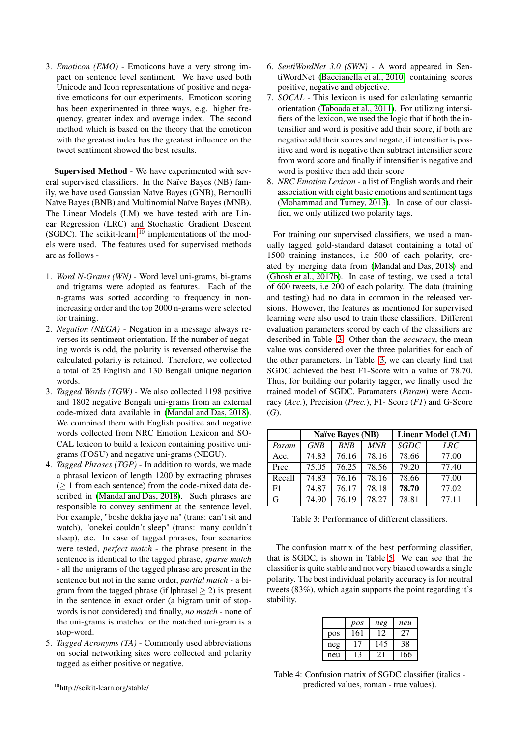3. *Emoticon (EMO)* - Emoticons have a very strong impact on sentence level sentiment. We have used both Unicode and Icon representations of positive and negative emoticons for our experiments. Emoticon scoring has been experimented in three ways, e.g. higher frequency, greater index and average index. The second method which is based on the theory that the emoticon with the greatest index has the greatest influence on the tweet sentiment showed the best results.

**Supervised Method** - We have experimented with several supervised classifiers. In the Naïve Bayes (NB) family, we have used Gaussian Naïve Bayes (GNB), Bernoulli Naïve Bayes (BNB) and Multinomial Naïve Bayes (MNB). The Linear Models (LM) we have tested with are Linear Regression (LRC) and Stochastic Gradient Descent (SGDC). The scikit-learn [10] implementations of the models were used. The features used for supervised methods are as follows -

1. *Word N-Grams (WN)* - Word level uni-grams, bi-grams and trigrams were adopted as features. Each of the n-grams was sorted according to frequency in non-increasing order and the top 2000 n-grams were selected for training.
2. *Negation (NEGA)* - Negation in a message always reverses its sentiment orientation. If the number of negating words is odd, the polarity is reversed otherwise the calculated polarity is retained. Therefore, we collected a total of 25 English and 130 Bengali unique negation words.
3. *Tagged Words (TGW)* - We also collected 1198 positive and 1802 negative Bengali uni-grams from an external code-mixed data available in (Mandal and Das, 2018). We combined them with English positive and negative words collected from NRC Emotion Lexicon and SO-CAL lexicon to build a lexicon containing positive uni-grams (POSU) and negative uni-grams (NEGU).
4. *Tagged Phrases (TGP)* - In addition to words, we made a phrasal lexicon of length 1200 by extracting phrases ($\geq 1$ from each sentence) from the code-mixed data described in (Mandal and Das, 2018). Such phrases are responsible to convey sentiment at the sentence level. For example, "boshe dekha jaye na" (trans: can't sit and watch), "onekei couldn't sleep" (trans: many couldn't sleep), etc. In case of tagged phrases, four scenarios were tested, *perfect match* - the phrase present in the sentence is identical to the tagged phrase, *sparse match* - all the unigrams of the tagged phrase are present in the sentence but not in the same order, *partial match* - a bigram from the tagged phrase (if $|phrase| \geq 2$) is present in the sentence in exact order (a bigram unit of stopwords is not considered) and finally, *no match* - none of the uni-grams is matched or the matched uni-gram is a stop-word.
5. *Tagged Acronyms (TA)* - Commonly used abbreviations on social networking sites were collected and polarity tagged as either positive or negative.
6. *SentiWordNet 3.0 (SWN)* - A word appeared in SentiWordNet (Baccianella et al., 2010) containing scores positive, negative and objective.
7. *SOCAL* - This lexicon is used for calculating semantic orientation (Taboada et al., 2011). For utilizing intensifiers of the lexicon, we used the logic that if both the intensifier and word is positive add their score, if both are negative add their scores and negate, if intensifier is positive and word is negative then subtract intensifier score from word score and finally if intensifier is negative and word is positive then add their score.
8. *NRC Emotion Lexicon* - a list of English words and their association with eight basic emotions and sentiment tags (Mohammad and Turney, 2013). In case of our classifier, we only utilized two polarity tags.

For training our supervised classifiers, we used a manually tagged gold-standard dataset containing a total of 1500 training instances, i.e 500 of each polarity, created by merging data from (Mandal and Das, 2018) and (Ghosh et al., 2017b). In case of testing, we used a total of 600 tweets, i.e 200 of each polarity. The data (training and testing) had no data in common in the released versions. However, the features as mentioned for supervised learning were also used to train these classifiers. Different evaluation parameters scored by each of the classifiers are described in Table 3. Other than the *accuracy*, the mean value was considered over the three polarities for each of the other parameters. In Table 3, we can clearly find that SGDC achieved the best F1-Score with a value of 78.70. Thus, for building our polarity tagger, we finally used the trained model of SGDC. Paramaters (*Param*) were Accuracy (*Acc.*), Precision (*Prec.*), F1- Score (*F1*) and G-Score (*G*).

| | Naïve Bayes (NB) | | | Linear Model (LM) | |
|---|---|---|---|---|---|
| *Param* | *GNB* | *BNB* | *MNB* | *SGDC* | *LRC* |
| Acc. | 74.83 | 76.16 | 78.16 | 78.66 | 77.00 |
| Prec. | 75.05 | 76.25 | 78.56 | 79.20 | 77.40 |
| Recall | 74.83 | 76.16 | 78.16 | 78.66 | 77.00 |
| F1 | 74.87 | 76.17 | 78.18 | **78.70** | 77.02 |
| G | 74.90 | 76.19 | 78.27 | 78.81 | 77.11 |

Table 3: Performance of different classifiers.

The confusion matrix of the best performing classifier, that is SGDC, is shown in Table 5. We can see that the classifier is quite stable and not very biased towards a single polarity. The best individual polarity accuracy is for neutral tweets (83%), which again supports the point regarding it's stability.

| | *pos* | *neg* | *neu* |
|---|---|---|---|
| pos | 161 | 12 | 27 |
| neg | 17 | 145 | 38 |
| neu | 13 | 21 | 166 |

Table 4: Confusion matrix of SGDC classifier (italics - predicted values, roman - true values).

[10] http://scikit-learn.org/stable/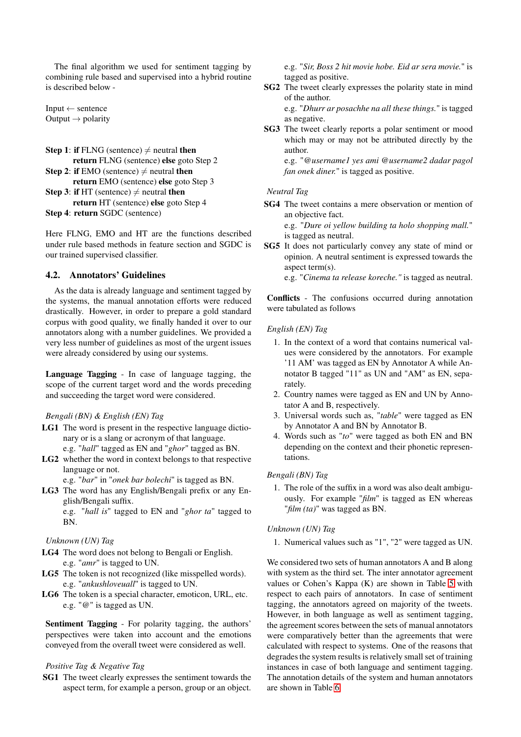The final algorithm we used for sentiment tagging by combining rule based and supervised into a hybrid routine is described below -

Input ← sentence
Output → polarity

**Step 1**: **if** FLNG (sentence) ≠ neutral **then**
 **return** FLNG (sentence) **else** goto Step 2
**Step 2**: **if** EMO (sentence) ≠ neutral **then**
 **return** EMO (sentence) **else** goto Step 3
**Step 3**: **if** HT (sentence) ≠ neutral **then**
 **return** HT (sentence) **else** goto Step 4
**Step 4**: **return** SGDC (sentence)

Here FLNG, EMO and HT are the functions described under rule based methods in feature section and SGDC is our trained supervised classifier.

## 4.2. Annotators' Guidelines

As the data is already language and sentiment tagged by the systems, the manual annotation efforts were reduced drastically. However, in order to prepare a gold standard corpus with good quality, we finally handed it over to our annotators along with a number guidelines. We provided a very less number of guidelines as most of the urgent issues were already considered by using our systems.

**Language Tagging** - In case of language tagging, the scope of the current target word and the words preceding and succeeding the target word were considered.

*Bengali (BN) & English (EN) Tag*

**LG1** The word is present in the respective language dictionary or is a slang or acronym of that language.
e.g. "*hall*" tagged as EN and "*ghor*" tagged as BN.

**LG2** whether the word in context belongs to that respective language or not.
e.g. "*bar*" in "*onek bar bolechi*" is tagged as BN.

**LG3** The word has any English/Bengali prefix or any English/Bengali suffix.
e.g. "*hall is*" tagged to EN and "*ghor ta*" tagged to BN.

*Unknown (UN) Tag*

**LG4** The word does not belong to Bengali or English.
e.g. "*amr*" is tagged to UN.

**LG5** The token is not recognized (like misspelled words).
e.g. "*ankushloveuall*" is tagged to UN.

**LG6** The token is a special character, emoticon, URL, etc.
e.g. "@" is tagged as UN.

**Sentiment Tagging** - For polarity tagging, the authors' perspectives were taken into account and the emotions conveyed from the overall tweet were considered as well.

*Positive Tag & Negative Tag*

**SG1** The tweet clearly expresses the sentiment towards the aspect term, for example a person, group or an object.
e.g. "*Sir, Boss 2 hit movie hobe. Eid ar sera movie.*" is tagged as positive.

**SG2** The tweet clearly expresses the polarity state in mind of the author.
e.g. "*Dhurr ar posachhe na all these things.*" is tagged as negative.

**SG3** The tweet clearly reports a polar sentiment or mood which may or may not be attributed directly by the author.
e.g. "*@username1 yes ami @username2 dadar pagol fan onek diner.*" is tagged as positive.

*Neutral Tag*

**SG4** The tweet contains a mere observation or mention of an objective fact.
e.g. "*Dure oi yellow building ta holo shopping mall.*" is tagged as neutral.

**SG5** It does not particularly convey any state of mind or opinion. A neutral sentiment is expressed towards the aspect term(s).
e.g. "*Cinema ta release koreche.*" is tagged as neutral.

**Conflicts** - The confusions occurred during annotation were tabulated as follows

*English (EN) Tag*

1. In the context of a word that contains numerical values were considered by the annotators. For example '11 AM' was tagged as EN by Annotator A while Annotator B tagged "11" as UN and "AM" as EN, separately.
2. Country names were tagged as EN and UN by Annotator A and B, respectively.
3. Universal words such as, "*table*" were tagged as EN by Annotator A and BN by Annotator B.
4. Words such as "*to*" were tagged as both EN and BN depending on the context and their phonetic representations.

*Bengali (BN) Tag*

1. The role of the suffix in a word was also dealt ambiguously. For example "*film*" is tagged as EN whereas "*film (ta)*" was tagged as BN.

*Unknown (UN) Tag*

1. Numerical values such as "1", "2" were tagged as UN.

We considered two sets of human annotators A and B along with system as the third set. The inter annotator agreement values or Cohen's Kappa (K) are shown in Table 5 with respect to each pairs of annotators. In case of sentiment tagging, the annotators agreed on majority of the tweets. However, in both language as well as sentiment tagging, the agreement scores between the sets of manual annotators were comparatively better than the agreements that were calculated with respect to systems. One of the reasons that degrades the system results is relatively small set of training instances in case of both language and sentiment tagging. The annotation details of the system and human annotators are shown in Table 6.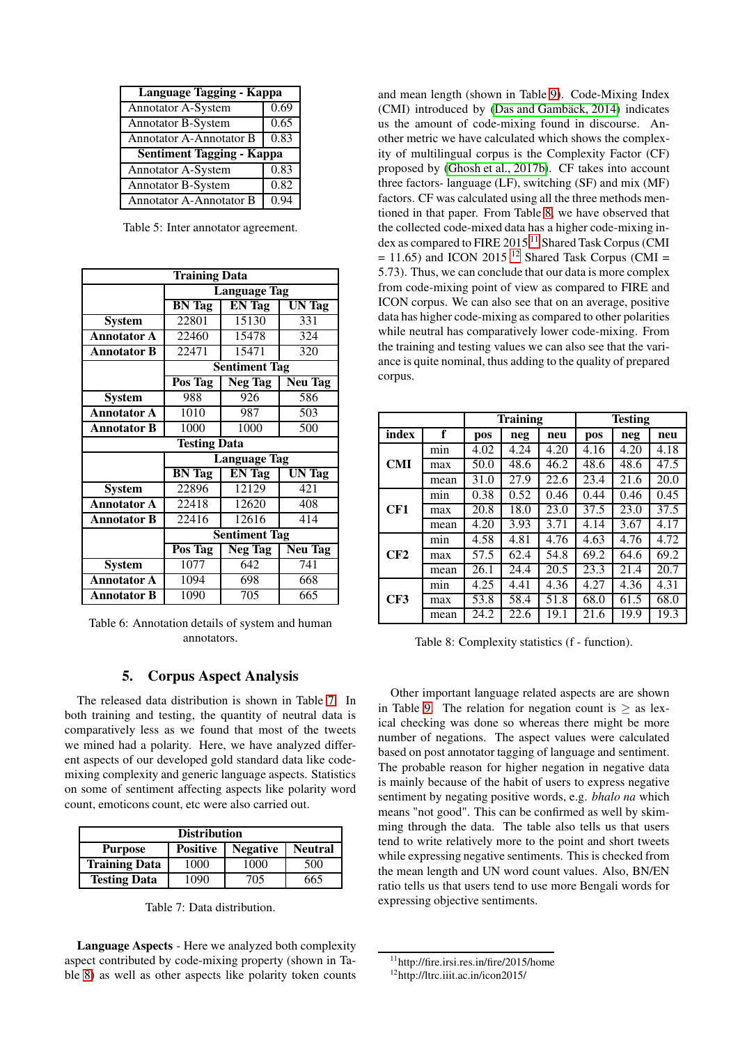| Language Tagging - Kappa | |
|---|---|
| Annotator A-System | 0.69 |
| Annotator B-System | 0.65 |
| Annotator A-Annotator B | 0.83 |
| **Sentiment Tagging - Kappa** | |
| Annotator A-System | 0.83 |
| Annotator B-System | 0.82 |
| Annotator A-Annotator B | 0.94 |

Table 5: Inter annotator agreement.

| Training Data | | | |
|---|---|---|---|
| | Language Tag | | |
| | BN Tag | EN Tag | UN Tag |
| **System** | 22801 | 15130 | 331 |
| **Annotator A** | 22460 | 15478 | 324 |
| **Annotator B** | 22471 | 15471 | 320 |
| | **Sentiment Tag** | | |
| | **Pos Tag** | **Neg Tag** | **Neu Tag** |
| **System** | 988 | 926 | 586 |
| **Annotator A** | 1010 | 987 | 503 |
| **Annotator B** | 1000 | 1000 | 500 |
| **Testing Data** | | | |
| | **Language Tag** | | |
| | **BN Tag** | **EN Tag** | **UN Tag** |
| **System** | 22896 | 12129 | 421 |
| **Annotator A** | 22418 | 12620 | 408 |
| **Annotator B** | 22416 | 12616 | 414 |
| | **Sentiment Tag** | | |
| | **Pos Tag** | **Neg Tag** | **Neu Tag** |
| **System** | 1077 | 642 | 741 |
| **Annotator A** | 1094 | 698 | 668 |
| **Annotator B** | 1090 | 705 | 665 |

Table 6: Annotation details of system and human annotators.

## 5. Corpus Aspect Analysis

The released data distribution is shown in Table 7. In both training and testing, the quantity of neutral data is comparatively less as we found that most of the tweets we mined had a polarity. Here, we have analyzed different aspects of our developed gold standard data like code-mixing complexity and generic language aspects. Statistics on some of sentiment affecting aspects like polarity word count, emoticons count, etc were also carried out.

| Distribution | | | |
|---|---|---|---|
| **Purpose** | **Positive** | **Negative** | **Neutral** |
| **Training Data** | 1000 | 1000 | 500 |
| **Testing Data** | 1090 | 705 | 665 |

Table 7: Data distribution.

**Language Aspects** - Here we analyzed both complexity aspect contributed by code-mixing property (shown in Table 8) as well as other aspects like polarity token counts and mean length (shown in Table 9). Code-Mixing Index (CMI) introduced by (Das and Gambäck, 2014) indicates us the amount of code-mixing found in discourse. Another metric we have calculated which shows the complexity of multilingual corpus is the Complexity Factor (CF) proposed by (Ghosh et al., 2017b). CF takes into account three factors- language (LF), switching (SF) and mix (MF) factors. CF was calculated using all the three methods mentioned in that paper. From Table 8, we have observed that the collected code-mixed data has a higher code-mixing index as compared to FIRE 2015[11] Shared Task Corpus (CMI = 11.65) and ICON 2015 [12] Shared Task Corpus (CMI = 5.73). Thus, we can conclude that our data is more complex from code-mixing point of view as compared to FIRE and ICON corpus. We can also see that on an average, positive data has higher code-mixing as compared to other polarities while neutral has comparatively lower code-mixing. From the training and testing values we can also see that the variance is quite nominal, thus adding to the quality of prepared corpus.

| | | Training | | | Testing | | |
|---|---|---|---|---|---|---|---|
| **index** | **f** | **pos** | **neg** | **neu** | **pos** | **neg** | **neu** |
| **CMI** | min | 4.02 | 4.24 | 4.20 | 4.16 | 4.20 | 4.18 |
| | max | 50.0 | 48.6 | 46.2 | 48.6 | 48.6 | 47.5 |
| | mean | 31.0 | 27.9 | 22.6 | 23.4 | 21.6 | 20.0 |
| **CF1** | min | 0.38 | 0.52 | 0.46 | 0.44 | 0.46 | 0.45 |
| | max | 20.8 | 18.0 | 23.0 | 37.5 | 23.0 | 37.5 |
| | mean | 4.20 | 3.93 | 3.71 | 4.14 | 3.67 | 4.17 |
| **CF2** | min | 4.58 | 4.81 | 4.76 | 4.63 | 4.76 | 4.72 |
| | max | 57.5 | 62.4 | 54.8 | 69.2 | 64.6 | 69.2 |
| | mean | 26.1 | 24.4 | 20.5 | 23.3 | 21.4 | 20.7 |
| **CF3** | min | 4.25 | 4.41 | 4.36 | 4.27 | 4.36 | 4.31 |
| | max | 53.8 | 58.4 | 51.8 | 68.0 | 61.5 | 68.0 |
| | mean | 24.2 | 22.6 | 19.1 | 21.6 | 19.9 | 19.3 |

Table 8: Complexity statistics (f - function).

Other important language related aspects are are shown in Table 9. The relation for negation count is $\geq$ as lexical checking was done so whereas there might be more number of negations. The aspect values were calculated based on post annotator tagging of language and sentiment. The probable reason for higher negation in negative data is mainly because of the habit of users to express negative sentiment by negating positive words, e.g. *bhalo na* which means "not good". This can be confirmed as well by skimming through the data. The table also tells us that users tend to write relatively more to the point and short tweets while expressing negative sentiments. This is checked from the mean length and UN word count values. Also, BN/EN ratio tells us that users tend to use more Bengali words for expressing objective sentiments.

[11] http://fire.irsi.res.in/fire/2015/home
[12] http://ltrc.iiit.ac.in/icon2015/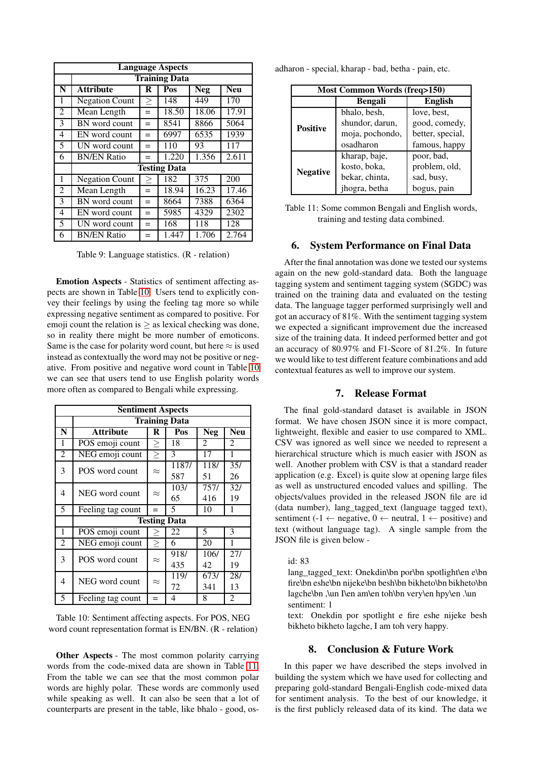| Language Aspects | | | | | |
|---|---|---|---|---|---|
| | Training Data | | | | |
| N | Attribute | R | Pos | Neg | Neu |
| 1 | Negation Count | ≥ | 148 | 449 | 170 |
| 2 | Mean Length | = | 18.50 | 18.06 | 17.91 |
| 3 | BN word count | = | 8541 | 8866 | 5064 |
| 4 | EN word count | = | 6997 | 6535 | 1939 |
| 5 | UN word count | = | 110 | 93 | 117 |
| 6 | BN/EN Ratio | = | 1.220 | 1.356 | 2.611 |
| | Testing Data | | | | |
| 1 | Negation Count | ≥ | 182 | 375 | 200 |
| 2 | Mean Length | = | 18.94 | 16.23 | 17.46 |
| 3 | BN word count | = | 8664 | 7388 | 6364 |
| 4 | EN word count | = | 5985 | 4329 | 2302 |
| 5 | UN word count | = | 168 | 118 | 128 |
| 6 | BN/EN Ratio | = | 1.447 | 1.706 | 2.764 |

Table 9: Language statistics. (R - relation)

**Emotion Aspects** - Statistics of sentiment affecting aspects are shown in Table 10. Users tend to explicitly convey their feelings by using the feeling tag more so while expressing negative sentiment as compared to positive. For emoji count the relation is ≥ as lexical checking was done, so in reality there might be more number of emoticons. Same is the case for polarity word count, but here ≈ is used instead as contextually the word may not be positive or negative. From positive and negative word count in Table 10 we can see that users tend to use English polarity words more often as compared to Bengali while expressing.

| Sentiment Aspects | | | | | |
|---|---|---|---|---|---|
| | Training Data | | | | |
| N | Attribute | R | Pos | Neg | Neu |
| 1 | POS emoji count | ≥ | 18 | 2 | 2 |
| 2 | NEG emoji count | ≥ | 3 | 17 | 1 |
| 3 | POS word count | ≈ | 1187/ 587 | 118/ 51 | 35/ 26 |
| 4 | NEG word count | ≈ | 103/ 65 | 757/ 416 | 32/ 19 |
| 5 | Feeling tag count | = | 5 | 10 | 1 |
| | Testing Data | | | | |
| 1 | POS emoji count | ≥ | 22 | 5 | 3 |
| 2 | NEG emoji count | ≥ | 6 | 20 | 1 |
| 3 | POS word count | ≈ | 918/ 435 | 106/ 42 | 27/ 19 |
| 4 | NEG word count | ≈ | 119/ 72 | 673/ 341 | 28/ 13 |
| 5 | Feeling tag count | = | 4 | 8 | 2 |

Table 10: Sentiment affecting aspects. For POS, NEG word count representation format is EN/BN. (R - relation)

**Other Aspects** - The most common polarity carrying words from the code-mixed data are shown in Table 11. From the table we can see that the most common polar words are highly polar. These words are commonly used while speaking as well. It can also be seen that a lot of counterparts are present in the table, like bhalo - good, osadharon - special, kharap - bad, betha - pain, etc.

| Most Common Words (freq>150) | | |
|---|---|---|
| | Bengali | English |
| **Positive** | bhalo, besh, shundor, darun, moja, pochondo, osadharon | love, best, good, comedy, better, special, famous, happy |
| **Negative** | kharap, baje, kosto, boka, bekar, chinta, jhogra, betha | poor, bad, problem, old, sad, busy, bogus, pain |

Table 11: Some common Bengali and English words, training and testing data combined.

## 6. System Performance on Final Data

After the final annotation was done we tested our systems again on the new gold-standard data. Both the language tagging system and sentiment tagging system (SGDC) was trained on the training data and evaluated on the testing data. The language tagger performed surprisingly well and got an accuracy of 81%. With the sentiment tagging system we expected a significant improvement due the increased size of the training data. It indeed performed better and got an accuracy of 80.97% and F1-Score of 81.2%. In future we would like to test different feature combinations and add contextual features as well to improve our system.

## 7. Release Format

The final gold-standard dataset is available in JSON format. We have chosen JSON since it is more compact, lightweight, flexible and easier to use compared to XML. CSV was ignored as well since we needed to represent a hierarchical structure which is much easier with JSON as well. Another problem with CSV is that a standard reader application (e.g. Excel) is quite slow at opening large files as well as unstructured encoded values and spilling. The objects/values provided in the released JSON file are id (data number), lang_tagged_text (language tagged text), sentiment (-1 ← negative, 0 ← neutral, 1 ← positive) and text (without language tag). A single sample from the JSON file is given below -

> id: 83
> lang_tagged_text: Onekdin\bn por\bn spotlight\en e\bn fire\bn eshe\bn nijeke\bn besh\bn bikheto\bn bikheto\bn lagche\bn ,\un I\en am\en toh\bn very\en hpy\en .\un
> sentiment: 1
> text: Onekdin por spotlight e fire eshe nijeke besh bikheto bikheto lagche, I am toh very happy.

## 8. Conclusion & Future Work

In this paper we have described the steps involved in building the system which we have used for collecting and preparing gold-standard Bengali-English code-mixed data for sentiment analysis. To the best of our knowledge, it is the first publicly released data of its kind. The data we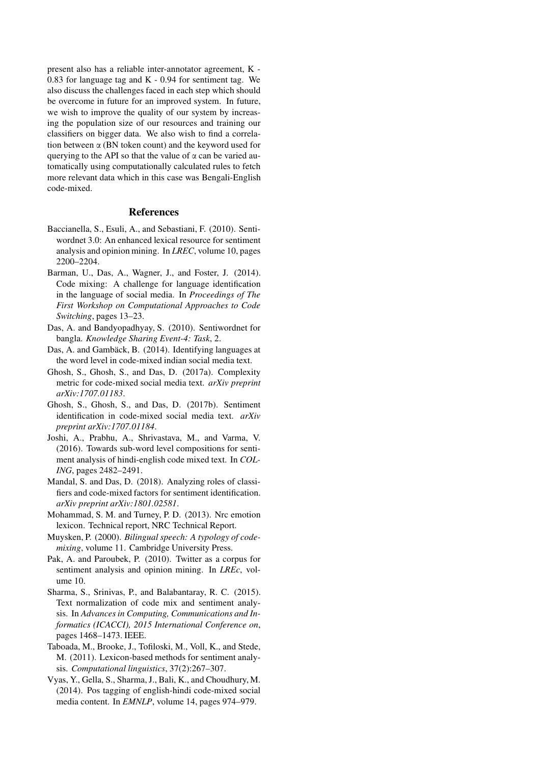present also has a reliable inter-annotator agreement, K - 0.83 for language tag and K - 0.94 for sentiment tag. We also discuss the challenges faced in each step which should be overcome in future for an improved system. In future, we wish to improve the quality of our system by increasing the population size of our resources and training our classifiers on bigger data. We also wish to find a correlation between $\alpha$ (BN token count) and the keyword used for querying to the API so that the value of $\alpha$ can be varied automatically using computationally calculated rules to fetch more relevant data which in this case was Bengali-English code-mixed.

## References

Baccianella, S., Esuli, A., and Sebastiani, F. (2010). Sentiwordnet 3.0: An enhanced lexical resource for sentiment analysis and opinion mining. In *LREC*, volume 10, pages 2200–2204.

Barman, U., Das, A., Wagner, J., and Foster, J. (2014). Code mixing: A challenge for language identification in the language of social media. In *Proceedings of The First Workshop on Computational Approaches to Code Switching*, pages 13–23.

Das, A. and Bandyopadhyay, S. (2010). Sentiwordnet for bangla. *Knowledge Sharing Event-4: Task*, 2.

Das, A. and Gambäck, B. (2014). Identifying languages at the word level in code-mixed indian social media text.

Ghosh, S., Ghosh, S., and Das, D. (2017a). Complexity metric for code-mixed social media text. *arXiv preprint arXiv:1707.01183*.

Ghosh, S., Ghosh, S., and Das, D. (2017b). Sentiment identification in code-mixed social media text. *arXiv preprint arXiv:1707.01184*.

Joshi, A., Prabhu, A., Shrivastava, M., and Varma, V. (2016). Towards sub-word level compositions for sentiment analysis of hindi-english code mixed text. In *COLING*, pages 2482–2491.

Mandal, S. and Das, D. (2018). Analyzing roles of classifiers and code-mixed factors for sentiment identification. *arXiv preprint arXiv:1801.02581*.

Mohammad, S. M. and Turney, P. D. (2013). Nrc emotion lexicon. Technical report, NRC Technical Report.

Muysken, P. (2000). *Bilingual speech: A typology of code-mixing*, volume 11. Cambridge University Press.

Pak, A. and Paroubek, P. (2010). Twitter as a corpus for sentiment analysis and opinion mining. In *LREc*, volume 10.

Sharma, S., Srinivas, P., and Balabantaray, R. C. (2015). Text normalization of code mix and sentiment analysis. In *Advances in Computing, Communications and Informatics (ICACCI), 2015 International Conference on*, pages 1468–1473. IEEE.

Taboada, M., Brooke, J., Tofiloski, M., Voll, K., and Stede, M. (2011). Lexicon-based methods for sentiment analysis. *Computational linguistics*, 37(2):267–307.

Vyas, Y., Gella, S., Sharma, J., Bali, K., and Choudhury, M. (2014). Pos tagging of english-hindi code-mixed social media content. In *EMNLP*, volume 14, pages 974–979.